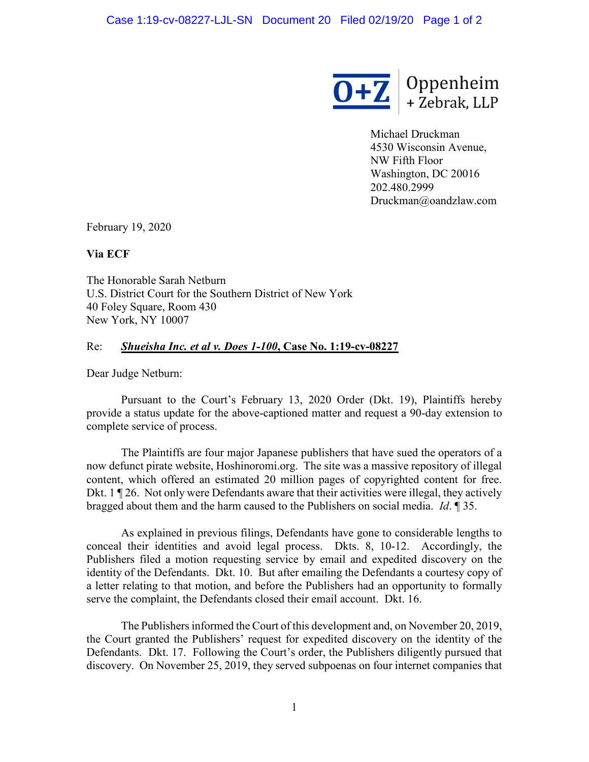O+Z Oppenheim + Zebrak, LLP

Michael Druckman
4530 Wisconsin Avenue,
NW Fifth Floor
Washington, DC 20016
202.480.2999
Druckman@oandzlaw.com

February 19, 2020

**Via ECF**

The Honorable Sarah Netburn
U.S. District Court for the Southern District of New York
40 Foley Square, Room 430
New York, NY 10007

Re: ***Shueisha Inc. et al v. Does 1-100*, Case No. 1:19-cv-08227**

Dear Judge Netburn:

Pursuant to the Court's February 13, 2020 Order (Dkt. 19), Plaintiffs hereby provide a status update for the above-captioned matter and request a 90-day extension to complete service of process.

The Plaintiffs are four major Japanese publishers that have sued the operators of a now defunct pirate website, Hoshinoromi.org. The site was a massive repository of illegal content, which offered an estimated 20 million pages of copyrighted content for free. Dkt. 1 ¶ 26. Not only were Defendants aware that their activities were illegal, they actively bragged about them and the harm caused to the Publishers on social media. *Id*. ¶ 35.

As explained in previous filings, Defendants have gone to considerable lengths to conceal their identities and avoid legal process. Dkts. 8, 10-12. Accordingly, the Publishers filed a motion requesting service by email and expedited discovery on the identity of the Defendants. Dkt. 10. But after emailing the Defendants a courtesy copy of a letter relating to that motion, and before the Publishers had an opportunity to formally serve the complaint, the Defendants closed their email account. Dkt. 16.

The Publishers informed the Court of this development and, on November 20, 2019, the Court granted the Publishers' request for expedited discovery on the identity of the Defendants. Dkt. 17. Following the Court's order, the Publishers diligently pursued that discovery. On November 25, 2019, they served subpoenas on four internet companies that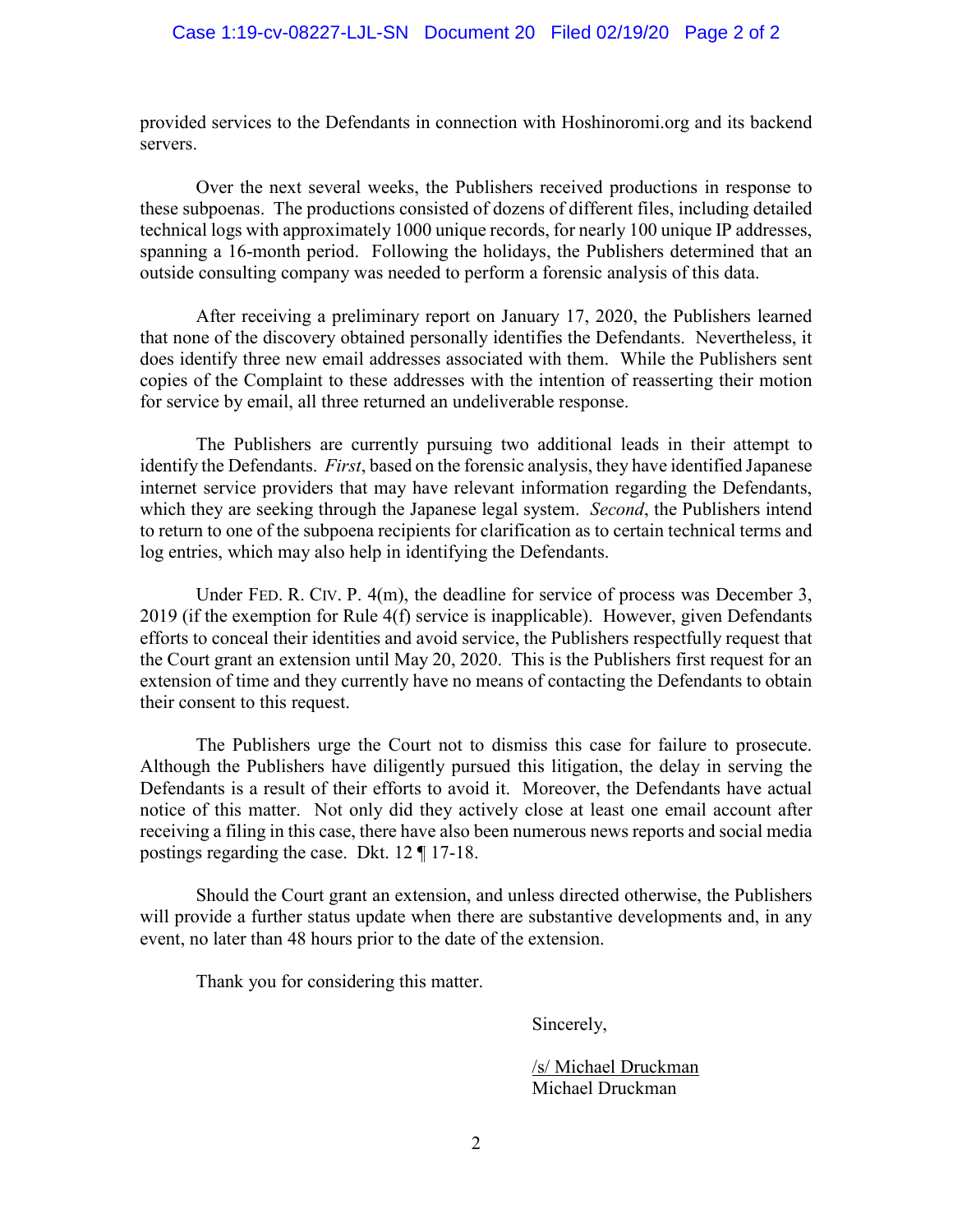provided services to the Defendants in connection with Hoshinoromi.org and its backend servers.

Over the next several weeks, the Publishers received productions in response to these subpoenas. The productions consisted of dozens of different files, including detailed technical logs with approximately 1000 unique records, for nearly 100 unique IP addresses, spanning a 16-month period. Following the holidays, the Publishers determined that an outside consulting company was needed to perform a forensic analysis of this data.

After receiving a preliminary report on January 17, 2020, the Publishers learned that none of the discovery obtained personally identifies the Defendants. Nevertheless, it does identify three new email addresses associated with them. While the Publishers sent copies of the Complaint to these addresses with the intention of reasserting their motion for service by email, all three returned an undeliverable response.

The Publishers are currently pursuing two additional leads in their attempt to identify the Defendants. *First*, based on the forensic analysis, they have identified Japanese internet service providers that may have relevant information regarding the Defendants, which they are seeking through the Japanese legal system. *Second*, the Publishers intend to return to one of the subpoena recipients for clarification as to certain technical terms and log entries, which may also help in identifying the Defendants.

Under FED. R. CIV. P. 4(m), the deadline for service of process was December 3, 2019 (if the exemption for Rule 4(f) service is inapplicable). However, given Defendants efforts to conceal their identities and avoid service, the Publishers respectfully request that the Court grant an extension until May 20, 2020. This is the Publishers first request for an extension of time and they currently have no means of contacting the Defendants to obtain their consent to this request.

The Publishers urge the Court not to dismiss this case for failure to prosecute. Although the Publishers have diligently pursued this litigation, the delay in serving the Defendants is a result of their efforts to avoid it. Moreover, the Defendants have actual notice of this matter. Not only did they actively close at least one email account after receiving a filing in this case, there have also been numerous news reports and social media postings regarding the case. Dkt. 12 ¶ 17-18.

Should the Court grant an extension, and unless directed otherwise, the Publishers will provide a further status update when there are substantive developments and, in any event, no later than 48 hours prior to the date of the extension.

Thank you for considering this matter.

Sincerely,

/s/ Michael Druckman
Michael Druckman